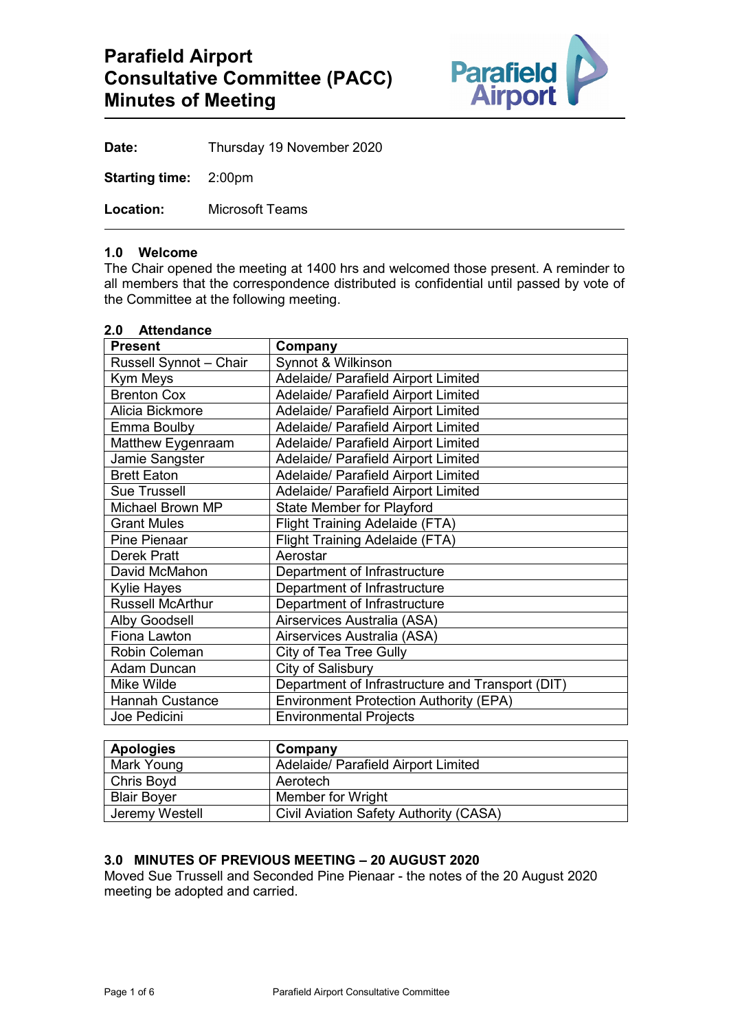# Parafield Airport Consultative Committee (PACC) Minutes of Meeting

**Date:** Thursday 19 November 2020

**Starting time:** 2:00pm

**Location:** Microsoft Teams

## 1.0 Welcome

The Chair opened the meeting at 1400 hrs and welcomed those present. A reminder to all members that the correspondence distributed is confidential until passed by vote of the Committee at the following meeting.

## 2.0 Attendance

| Present | Company |
|---|---|
| Russell Synnot – Chair | Synnot & Wilkinson |
| Kym Meys | Adelaide/ Parafield Airport Limited |
| Brenton Cox | Adelaide/ Parafield Airport Limited |
| Alicia Bickmore | Adelaide/ Parafield Airport Limited |
| Emma Boulby | Adelaide/ Parafield Airport Limited |
| Matthew Eygenraam | Adelaide/ Parafield Airport Limited |
| Jamie Sangster | Adelaide/ Parafield Airport Limited |
| Brett Eaton | Adelaide/ Parafield Airport Limited |
| Sue Trussell | Adelaide/ Parafield Airport Limited |
| Michael Brown MP | State Member for Playford |
| Grant Mules | Flight Training Adelaide (FTA) |
| Pine Pienaar | Flight Training Adelaide (FTA) |
| Derek Pratt | Aerostar |
| David McMahon | Department of Infrastructure |
| Kylie Hayes | Department of Infrastructure |
| Russell McArthur | Department of Infrastructure |
| Alby Goodsell | Airservices Australia (ASA) |
| Fiona Lawton | Airservices Australia (ASA) |
| Robin Coleman | City of Tea Tree Gully |
| Adam Duncan | City of Salisbury |
| Mike Wilde | Department of Infrastructure and Transport (DIT) |
| Hannah Custance | Environment Protection Authority (EPA) |
| Joe Pedicini | Environmental Projects |

| Apologies | Company |
|---|---|
| Mark Young | Adelaide/ Parafield Airport Limited |
| Chris Boyd | Aerotech |
| Blair Boyer | Member for Wright |
| Jeremy Westell | Civil Aviation Safety Authority (CASA) |

## 3.0 MINUTES OF PREVIOUS MEETING – 20 AUGUST 2020

Moved Sue Trussell and Seconded Pine Pienaar - the notes of the 20 August 2020 meeting be adopted and carried.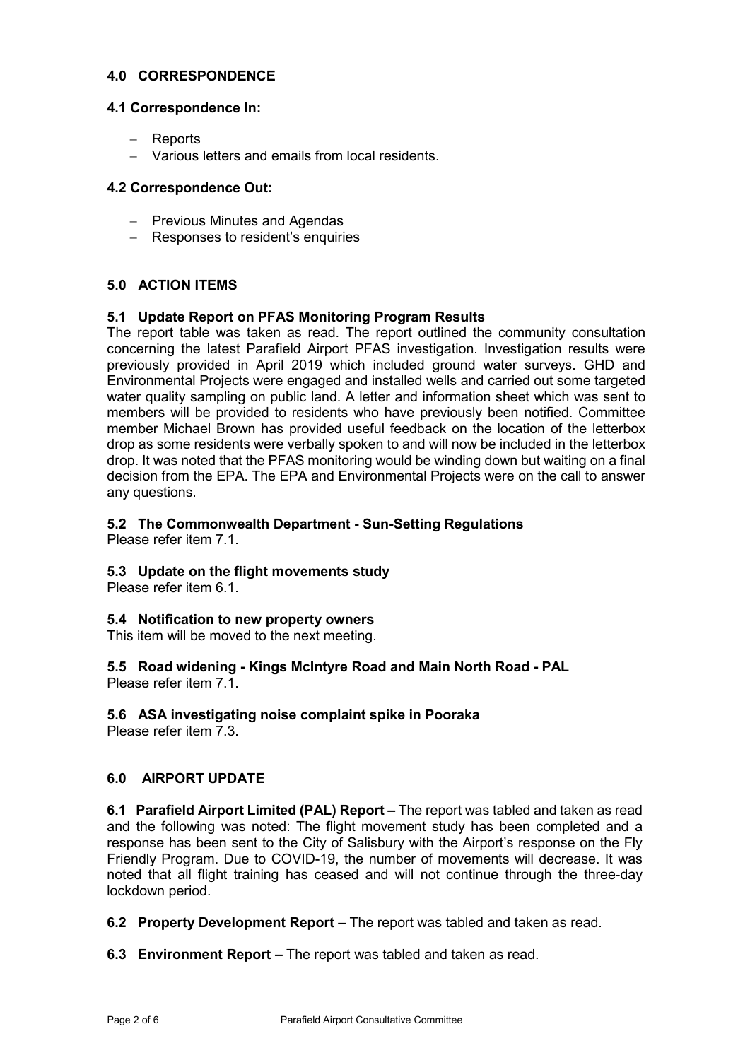## 4.0 CORRESPONDENCE

### 4.1 Correspondence In:

- Reports
- Various letters and emails from local residents.

### 4.2 Correspondence Out:

- Previous Minutes and Agendas
- Responses to resident's enquiries

## 5.0 ACTION ITEMS

### 5.1 Update Report on PFAS Monitoring Program Results

The report table was taken as read. The report outlined the community consultation concerning the latest Parafield Airport PFAS investigation. Investigation results were previously provided in April 2019 which included ground water surveys. GHD and Environmental Projects were engaged and installed wells and carried out some targeted water quality sampling on public land. A letter and information sheet which was sent to members will be provided to residents who have previously been notified. Committee member Michael Brown has provided useful feedback on the location of the letterbox drop as some residents were verbally spoken to and will now be included in the letterbox drop. It was noted that the PFAS monitoring would be winding down but waiting on a final decision from the EPA. The EPA and Environmental Projects were on the call to answer any questions.

### 5.2 The Commonwealth Department - Sun-Setting Regulations

Please refer item 7.1.

### 5.3 Update on the flight movements study

Please refer item 6.1.

### 5.4 Notification to new property owners

This item will be moved to the next meeting.

### 5.5 Road widening - Kings McIntyre Road and Main North Road - PAL

Please refer item 7.1.

### 5.6 ASA investigating noise complaint spike in Pooraka

Please refer item 7.3.

## 6.0 AIRPORT UPDATE

**6.1 Parafield Airport Limited (PAL) Report –** The report was tabled and taken as read and the following was noted: The flight movement study has been completed and a response has been sent to the City of Salisbury with the Airport's response on the Fly Friendly Program. Due to COVID-19, the number of movements will decrease. It was noted that all flight training has ceased and will not continue through the three-day lockdown period.

**6.2 Property Development Report –** The report was tabled and taken as read.

**6.3 Environment Report –** The report was tabled and taken as read.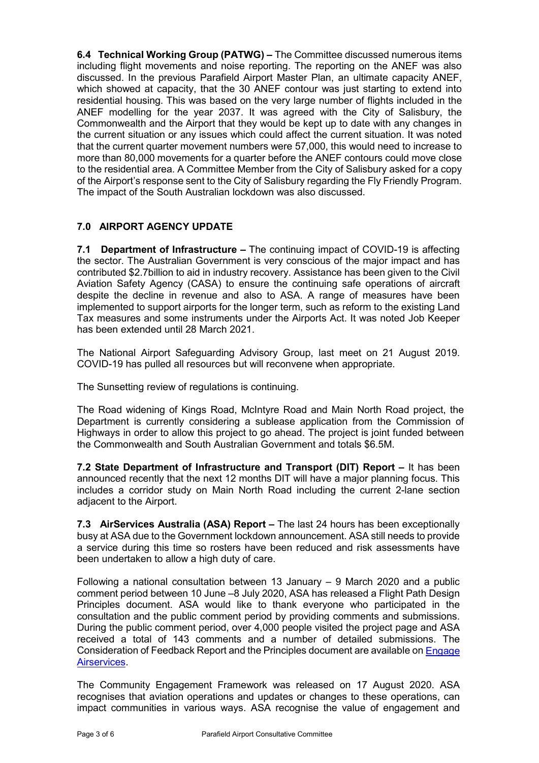**6.4 Technical Working Group (PATWG) –** The Committee discussed numerous items including flight movements and noise reporting. The reporting on the ANEF was also discussed. In the previous Parafield Airport Master Plan, an ultimate capacity ANEF, which showed at capacity, that the 30 ANEF contour was just starting to extend into residential housing. This was based on the very large number of flights included in the ANEF modelling for the year 2037. It was agreed with the City of Salisbury, the Commonwealth and the Airport that they would be kept up to date with any changes in the current situation or any issues which could affect the current situation. It was noted that the current quarter movement numbers were 57,000, this would need to increase to more than 80,000 movements for a quarter before the ANEF contours could move close to the residential area. A Committee Member from the City of Salisbury asked for a copy of the Airport's response sent to the City of Salisbury regarding the Fly Friendly Program. The impact of the South Australian lockdown was also discussed.

## 7.0 AIRPORT AGENCY UPDATE

**7.1 Department of Infrastructure –** The continuing impact of COVID-19 is affecting the sector. The Australian Government is very conscious of the major impact and has contributed $2.7billion to aid in industry recovery. Assistance has been given to the Civil Aviation Safety Agency (CASA) to ensure the continuing safe operations of aircraft despite the decline in revenue and also to ASA. A range of measures have been implemented to support airports for the longer term, such as reform to the existing Land Tax measures and some instruments under the Airports Act. It was noted Job Keeper has been extended until 28 March 2021.

The National Airport Safeguarding Advisory Group, last meet on 21 August 2019. COVID-19 has pulled all resources but will reconvene when appropriate.

The Sunsetting review of regulations is continuing.

The Road widening of Kings Road, McIntyre Road and Main North Road project, the Department is currently considering a sublease application from the Commission of Highways in order to allow this project to go ahead. The project is joint funded between the Commonwealth and South Australian Government and totals $6.5M.

**7.2 State Department of Infrastructure and Transport (DIT) Report –** It has been announced recently that the next 12 months DIT will have a major planning focus. This includes a corridor study on Main North Road including the current 2-lane section adjacent to the Airport.

**7.3 AirServices Australia (ASA) Report –** The last 24 hours has been exceptionally busy at ASA due to the Government lockdown announcement. ASA still needs to provide a service during this time so rosters have been reduced and risk assessments have been undertaken to allow a high duty of care.

Following a national consultation between 13 January – 9 March 2020 and a public comment period between 10 June –8 July 2020, ASA has released a Flight Path Design Principles document. ASA would like to thank everyone who participated in the consultation and the public comment period by providing comments and submissions. During the public comment period, over 4,000 people visited the project page and ASA received a total of 143 comments and a number of detailed submissions. The Consideration of Feedback Report and the Principles document are available on Engage Airservices.

The Community Engagement Framework was released on 17 August 2020. ASA recognises that aviation operations and updates or changes to these operations, can impact communities in various ways. ASA recognise the value of engagement and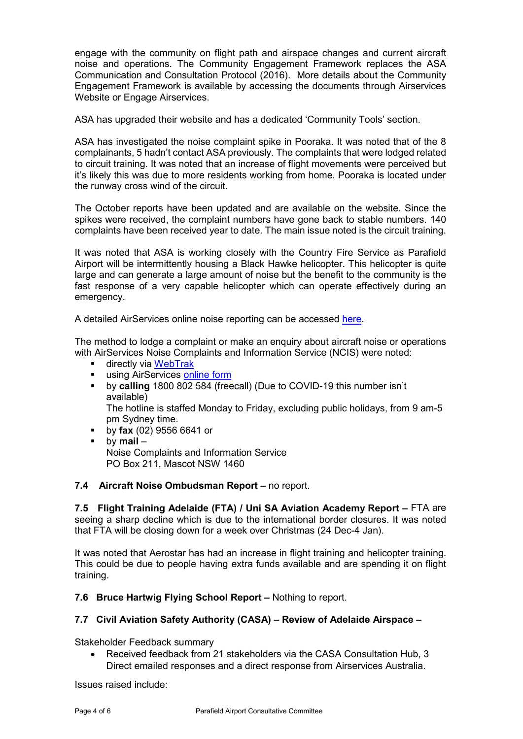engage with the community on flight path and airspace changes and current aircraft noise and operations. The Community Engagement Framework replaces the ASA Communication and Consultation Protocol (2016). More details about the Community Engagement Framework is available by accessing the documents through Airservices Website or Engage Airservices.

ASA has upgraded their website and has a dedicated 'Community Tools' section.

ASA has investigated the noise complaint spike in Pooraka. It was noted that of the 8 complainants, 5 hadn't contact ASA previously. The complaints that were lodged related to circuit training. It was noted that an increase of flight movements were perceived but it's likely this was due to more residents working from home. Pooraka is located under the runway cross wind of the circuit.

The October reports have been updated and are available on the website. Since the spikes were received, the complaint numbers have gone back to stable numbers. 140 complaints have been received year to date. The main issue noted is the circuit training.

It was noted that ASA is working closely with the Country Fire Service as Parafield Airport will be intermittently housing a Black Hawke helicopter. This helicopter is quite large and can generate a large amount of noise but the benefit to the community is the fast response of a very capable helicopter which can operate effectively during an emergency.

A detailed AirServices online noise reporting can be accessed here.

The method to lodge a complaint or make an enquiry about aircraft noise or operations with AirServices Noise Complaints and Information Service (NCIS) were noted:

- directly via WebTrak
- using AirServices online form
- by **calling** 1800 802 584 (freecall) (Due to COVID-19 this number isn't available)
  The hotline is staffed Monday to Friday, excluding public holidays, from 9 am-5 pm Sydney time.
- by **fax** (02) 9556 6641 or
- by **mail** –
  Noise Complaints and Information Service
  PO Box 211, Mascot NSW 1460

**7.4 Aircraft Noise Ombudsman Report –** no report.

**7.5 Flight Training Adelaide (FTA) / Uni SA Aviation Academy Report –** FTA are seeing a sharp decline which is due to the international border closures. It was noted that FTA will be closing down for a week over Christmas (24 Dec-4 Jan).

It was noted that Aerostar has had an increase in flight training and helicopter training. This could be due to people having extra funds available and are spending it on flight training.

**7.6 Bruce Hartwig Flying School Report –** Nothing to report.

**7.7 Civil Aviation Safety Authority (CASA) – Review of Adelaide Airspace –**

Stakeholder Feedback summary

- Received feedback from 21 stakeholders via the CASA Consultation Hub, 3 Direct emailed responses and a direct response from Airservices Australia.

Issues raised include: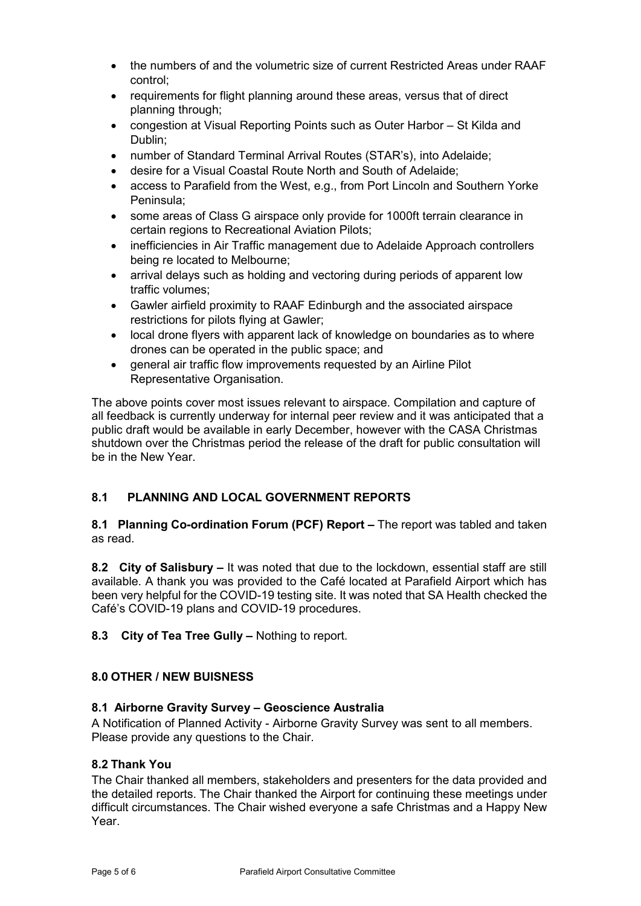- the numbers of and the volumetric size of current Restricted Areas under RAAF control;
- requirements for flight planning around these areas, versus that of direct planning through;
- congestion at Visual Reporting Points such as Outer Harbor – St Kilda and Dublin;
- number of Standard Terminal Arrival Routes (STAR's), into Adelaide;
- desire for a Visual Coastal Route North and South of Adelaide;
- access to Parafield from the West, e.g., from Port Lincoln and Southern Yorke Peninsula;
- some areas of Class G airspace only provide for 1000ft terrain clearance in certain regions to Recreational Aviation Pilots;
- inefficiencies in Air Traffic management due to Adelaide Approach controllers being re located to Melbourne;
- arrival delays such as holding and vectoring during periods of apparent low traffic volumes;
- Gawler airfield proximity to RAAF Edinburgh and the associated airspace restrictions for pilots flying at Gawler;
- local drone flyers with apparent lack of knowledge on boundaries as to where drones can be operated in the public space; and
- general air traffic flow improvements requested by an Airline Pilot Representative Organisation.

The above points cover most issues relevant to airspace. Compilation and capture of all feedback is currently underway for internal peer review and it was anticipated that a public draft would be available in early December, however with the CASA Christmas shutdown over the Christmas period the release of the draft for public consultation will be in the New Year.

## 8.1 PLANNING AND LOCAL GOVERNMENT REPORTS

**8.1 Planning Co-ordination Forum (PCF) Report –** The report was tabled and taken as read.

**8.2 City of Salisbury –** It was noted that due to the lockdown, essential staff are still available. A thank you was provided to the Café located at Parafield Airport which has been very helpful for the COVID-19 testing site. It was noted that SA Health checked the Café's COVID-19 plans and COVID-19 procedures.

**8.3 City of Tea Tree Gully –** Nothing to report.

## 8.0 OTHER / NEW BUISNESS

### 8.1 Airborne Gravity Survey – Geoscience Australia

A Notification of Planned Activity - Airborne Gravity Survey was sent to all members. Please provide any questions to the Chair.

### 8.2 Thank You

The Chair thanked all members, stakeholders and presenters for the data provided and the detailed reports. The Chair thanked the Airport for continuing these meetings under difficult circumstances. The Chair wished everyone a safe Christmas and a Happy New Year.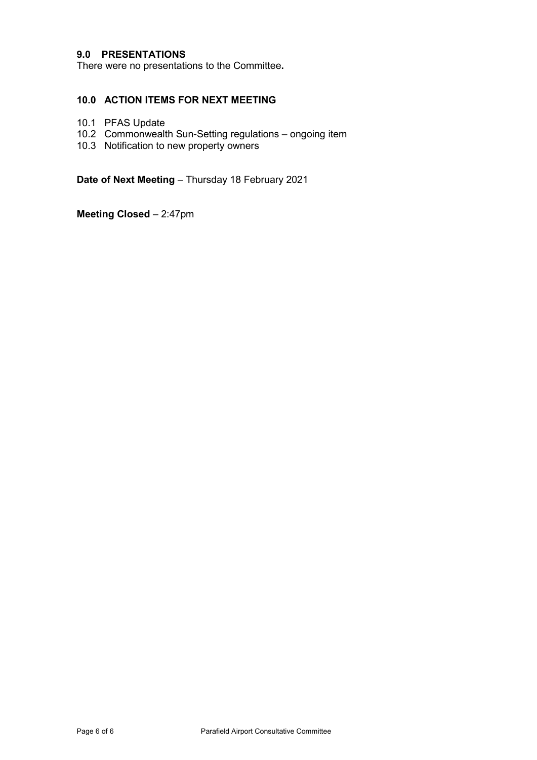## 9.0 PRESENTATIONS

There were no presentations to the Committee**.**

## 10.0 ACTION ITEMS FOR NEXT MEETING

10.1 PFAS Update
10.2 Commonwealth Sun-Setting regulations – ongoing item
10.3 Notification to new property owners

**Date of Next Meeting** – Thursday 18 February 2021

**Meeting Closed** – 2:47pm